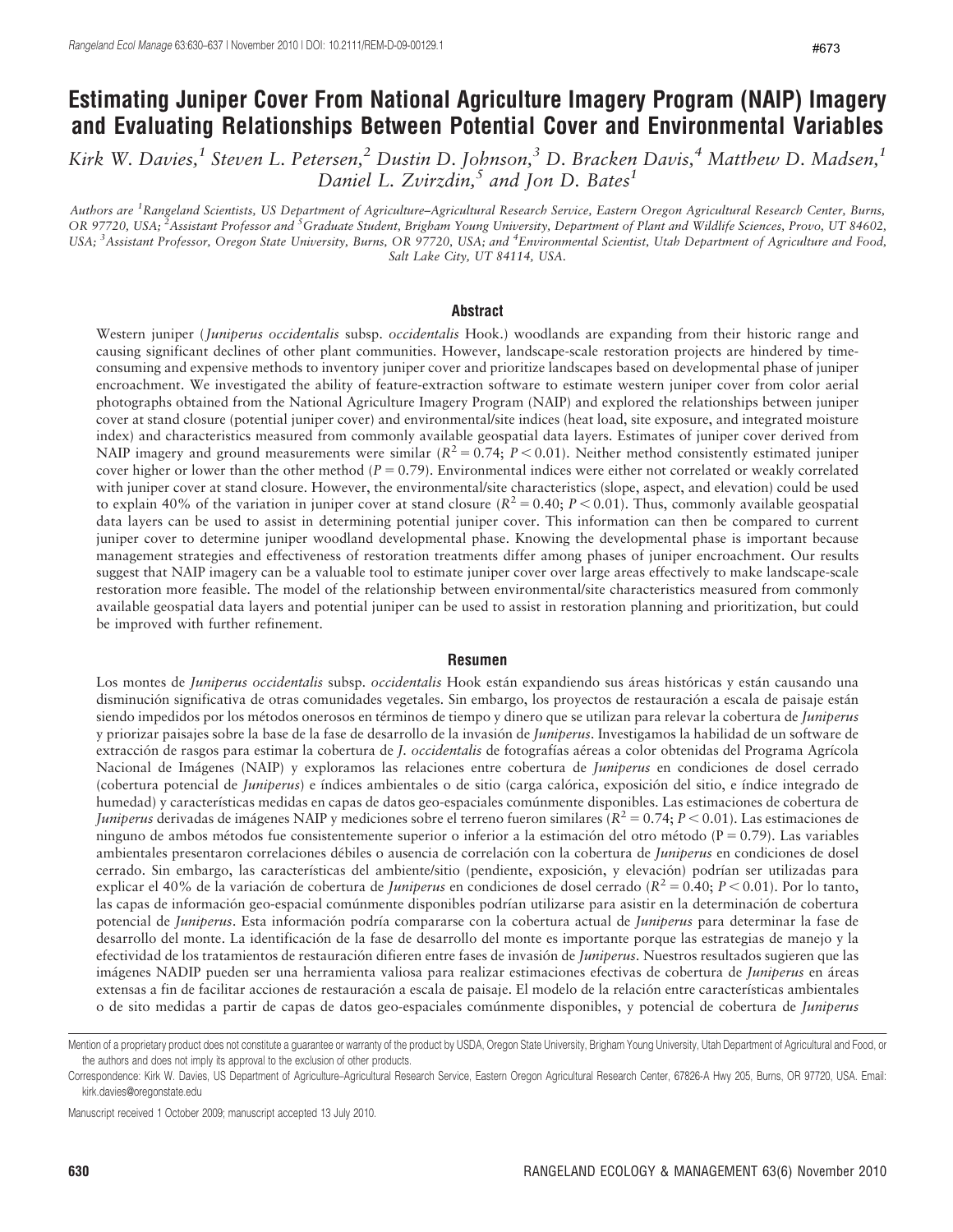# Estimating Juniper Cover From National Agriculture Imagery Program (NAIP) Imagery and Evaluating Relationships Between Potential Cover and Environmental Variables

*Kirk W. Davies,[1] Steven L. Petersen,[2] Dustin D. Johnson,[3] D. Bracken Davis,[4] Matthew D. Madsen,[1] Daniel L. Zvirzdin,[5] and Jon D. Bates[1]*

*Authors are [1]Rangeland Scientists, US Department of Agriculture–Agricultural Research Service, Eastern Oregon Agricultural Research Center, Burns, OR 97720, USA; [2]Assistant Professor and [5]Graduate Student, Brigham Young University, Department of Plant and Wildlife Sciences, Provo, UT 84602, USA; [3]Assistant Professor, Oregon State University, Burns, OR 97720, USA; and [4]Environmental Scientist, Utah Department of Agriculture and Food, Salt Lake City, UT 84114, USA.*

## Abstract

Western juniper (*Juniperus occidentalis* subsp. *occidentalis* Hook.) woodlands are expanding from their historic range and causing significant declines of other plant communities. However, landscape-scale restoration projects are hindered by time-consuming and expensive methods to inventory juniper cover and prioritize landscapes based on developmental phase of juniper encroachment. We investigated the ability of feature-extraction software to estimate western juniper cover from color aerial photographs obtained from the National Agriculture Imagery Program (NAIP) and explored the relationships between juniper cover at stand closure (potential juniper cover) and environmental/site indices (heat load, site exposure, and integrated moisture index) and characteristics measured from commonly available geospatial data layers. Estimates of juniper cover derived from NAIP imagery and ground measurements were similar ($R^2 = 0.74$; $P < 0.01$). Neither method consistently estimated juniper cover higher or lower than the other method ($P = 0.79$). Environmental indices were either not correlated or weakly correlated with juniper cover at stand closure. However, the environmental/site characteristics (slope, aspect, and elevation) could be used to explain 40% of the variation in juniper cover at stand closure ($R^2 = 0.40$; $P < 0.01$). Thus, commonly available geospatial data layers can be used to assist in determining potential juniper cover. This information can then be compared to current juniper cover to determine juniper woodland developmental phase. Knowing the developmental phase is important because management strategies and effectiveness of restoration treatments differ among phases of juniper encroachment. Our results suggest that NAIP imagery can be a valuable tool to estimate juniper cover over large areas effectively to make landscape-scale restoration more feasible. The model of the relationship between environmental/site characteristics measured from commonly available geospatial data layers and potential juniper can be used to assist in restoration planning and prioritization, but could be improved with further refinement.

## Resumen

Los montes de *Juniperus occidentalis* subsp. *occidentalis* Hook están expandiendo sus áreas históricas y están causando una disminución significativa de otras comunidades vegetales. Sin embargo, los proyectos de restauración a escala de paisaje están siendo impedidos por los métodos onerosos en términos de tiempo y dinero que se utilizan para relevar la cobertura de *Juniperus* y priorizar paisajes sobre la base de la fase de desarrollo de la invasión de *Juniperus*. Investigamos la habilidad de un software de extracción de rasgos para estimar la cobertura de *J. occidentalis* de fotografías aéreas a color obtenidas del Programa Agrícola Nacional de Imágenes (NAIP) y exploramos las relaciones entre cobertura de *Juniperus* en condiciones de dosel cerrado (cobertura potencial de *Juniperus*) e índices ambientales o de sitio (carga calórica, exposición del sitio, e índice integrado de humedad) y características medidas en capas de datos geo-espaciales comúnmente disponibles. Las estimaciones de cobertura de *Juniperus* derivadas de imágenes NAIP y mediciones sobre el terreno fueron similares ($R^2 = 0.74$; $P < 0.01$). Las estimaciones de ninguno de ambos métodos fue consistentemente superior o inferior a la estimación del otro método ($P = 0.79$). Las variables ambientales presentaron correlaciones débiles o ausencia de correlación con la cobertura de *Juniperus* en condiciones de dosel cerrado. Sin embargo, las características del ambiente/sitio (pendiente, exposición, y elevación) podrían ser utilizadas para explicar el 40% de la variación de cobertura de *Juniperus* en condiciones de dosel cerrado ($R^2 = 0.40$; $P < 0.01$). Por lo tanto, las capas de información geo-espacial comúnmente disponibles podrían utilizarse para asistir en la determinación de cobertura potencial de *Juniperus*. Esta información podría compararse con la cobertura actual de *Juniperus* para determinar la fase de desarrollo del monte. La identificación de la fase de desarrollo del monte es importante porque las estrategias de manejo y la efectividad de los tratamientos de restauración difieren entre fases de invasión de *Juniperus*. Nuestros resultados sugieren que las imágenes NADIP pueden ser una herramienta valiosa para realizar estimaciones efectivas de cobertura de *Juniperus* en áreas extensas a fin de facilitar acciones de restauración a escala de paisaje. El modelo de la relación entre características ambientales o de sito medidas a partir de capas de datos geo-espaciales comúnmente disponibles, y potencial de cobertura de *Juniperus*

---

Mention of a proprietary product does not constitute a guarantee or warranty of the product by USDA, Oregon State University, Brigham Young University, Utah Department of Agricultural and Food, or the authors and does not imply its approval to the exclusion of other products.

Correspondence: Kirk W. Davies, US Department of Agriculture–Agricultural Research Service, Eastern Oregon Agricultural Research Center, 67826-A Hwy 205, Burns, OR 97720, USA. Email: kirk.davies@oregonstate.edu

Manuscript received 1 October 2009; manuscript accepted 13 July 2010.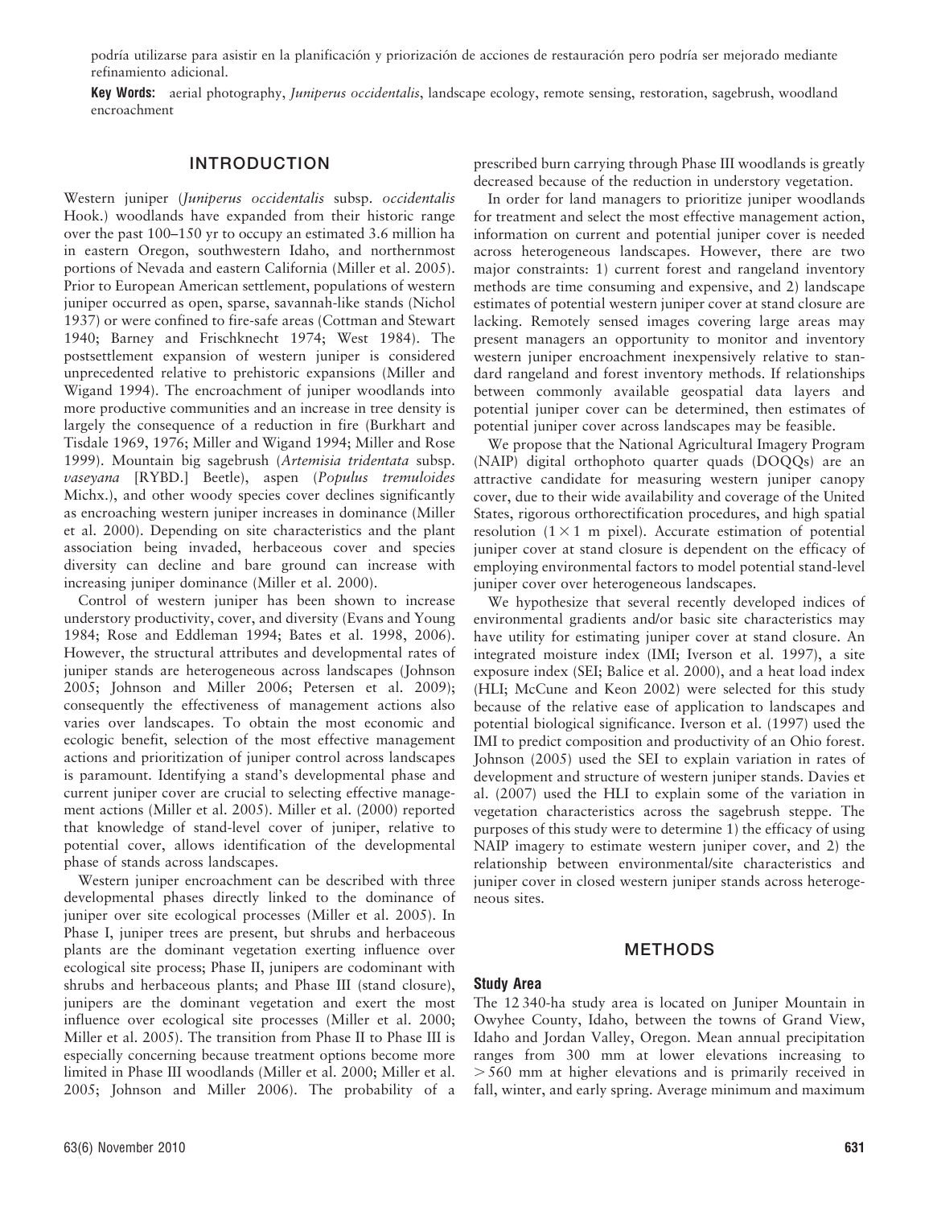podría utilizarse para asistir en la planificación y priorización de acciones de restauración pero podría ser mejorado mediante refinamiento adicional.

**Key Words:** aerial photography, *Juniperus occidentalis*, landscape ecology, remote sensing, restoration, sagebrush, woodland encroachment

## INTRODUCTION

Western juniper (*Juniperus occidentalis* subsp. *occidentalis* Hook.) woodlands have expanded from their historic range over the past 100–150 yr to occupy an estimated 3.6 million ha in eastern Oregon, southwestern Idaho, and northernmost portions of Nevada and eastern California (Miller et al. 2005). Prior to European American settlement, populations of western juniper occurred as open, sparse, savannah-like stands (Nichol 1937) or were confined to fire-safe areas (Cottman and Stewart 1940; Barney and Frischknecht 1974; West 1984). The postsettlement expansion of western juniper is considered unprecedented relative to prehistoric expansions (Miller and Wigand 1994). The encroachment of juniper woodlands into more productive communities and an increase in tree density is largely the consequence of a reduction in fire (Burkhart and Tisdale 1969, 1976; Miller and Wigand 1994; Miller and Rose 1999). Mountain big sagebrush (*Artemisia tridentata* subsp. *vaseyana* [RYBD.] Beetle), aspen (*Populus tremuloides* Michx.), and other woody species cover declines significantly as encroaching western juniper increases in dominance (Miller et al. 2000). Depending on site characteristics and the plant association being invaded, herbaceous cover and species diversity can decline and bare ground can increase with increasing juniper dominance (Miller et al. 2000).

Control of western juniper has been shown to increase understory productivity, cover, and diversity (Evans and Young 1984; Rose and Eddleman 1994; Bates et al. 1998, 2006). However, the structural attributes and developmental rates of juniper stands are heterogeneous across landscapes (Johnson 2005; Johnson and Miller 2006; Petersen et al. 2009); consequently the effectiveness of management actions also varies over landscapes. To obtain the most economic and ecologic benefit, selection of the most effective management actions and prioritization of juniper control across landscapes is paramount. Identifying a stand's developmental phase and current juniper cover are crucial to selecting effective management actions (Miller et al. 2005). Miller et al. (2000) reported that knowledge of stand-level cover of juniper, relative to potential cover, allows identification of the developmental phase of stands across landscapes.

Western juniper encroachment can be described with three developmental phases directly linked to the dominance of juniper over site ecological processes (Miller et al. 2005). In Phase I, juniper trees are present, but shrubs and herbaceous plants are the dominant vegetation exerting influence over ecological site process; Phase II, junipers are codominant with shrubs and herbaceous plants; and Phase III (stand closure), junipers are the dominant vegetation and exert the most influence over ecological site processes (Miller et al. 2000; Miller et al. 2005). The transition from Phase II to Phase III is especially concerning because treatment options become more limited in Phase III woodlands (Miller et al. 2000; Miller et al. 2005; Johnson and Miller 2006). The probability of a prescribed burn carrying through Phase III woodlands is greatly decreased because of the reduction in understory vegetation.

In order for land managers to prioritize juniper woodlands for treatment and select the most effective management action, information on current and potential juniper cover is needed across heterogeneous landscapes. However, there are two major constraints: 1) current forest and rangeland inventory methods are time consuming and expensive, and 2) landscape estimates of potential western juniper cover at stand closure are lacking. Remotely sensed images covering large areas may present managers an opportunity to monitor and inventory western juniper encroachment inexpensively relative to standard rangeland and forest inventory methods. If relationships between commonly available geospatial data layers and potential juniper cover can be determined, then estimates of potential juniper cover across landscapes may be feasible.

We propose that the National Agricultural Imagery Program (NAIP) digital orthophoto quarter quads (DOQQs) are an attractive candidate for measuring western juniper canopy cover, due to their wide availability and coverage of the United States, rigorous orthorectification procedures, and high spatial resolution ($1 \times 1$ m pixel). Accurate estimation of potential juniper cover at stand closure is dependent on the efficacy of employing environmental factors to model potential stand-level juniper cover over heterogeneous landscapes.

We hypothesize that several recently developed indices of environmental gradients and/or basic site characteristics may have utility for estimating juniper cover at stand closure. An integrated moisture index (IMI; Iverson et al. 1997), a site exposure index (SEI; Balice et al. 2000), and a heat load index (HLI; McCune and Keon 2002) were selected for this study because of the relative ease of application to landscapes and potential biological significance. Iverson et al. (1997) used the IMI to predict composition and productivity of an Ohio forest. Johnson (2005) used the SEI to explain variation in rates of development and structure of western juniper stands. Davies et al. (2007) used the HLI to explain some of the variation in vegetation characteristics across the sagebrush steppe. The purposes of this study were to determine 1) the efficacy of using NAIP imagery to estimate western juniper cover, and 2) the relationship between environmental/site characteristics and juniper cover in closed western juniper stands across heterogeneous sites.

## METHODS

### Study Area

The 12 340-ha study area is located on Juniper Mountain in Owyhee County, Idaho, between the towns of Grand View, Idaho and Jordan Valley, Oregon. Mean annual precipitation ranges from 300 mm at lower elevations increasing to $> 560$ mm at higher elevations and is primarily received in fall, winter, and early spring. Average minimum and maximum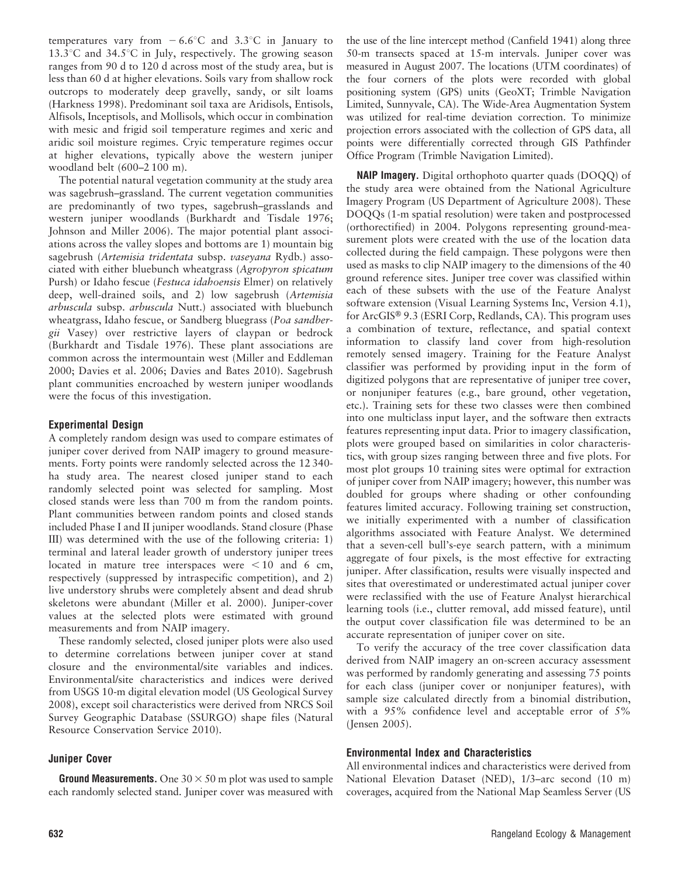temperatures vary from $-6.6^{\circ}$C and $3.3^{\circ}$C in January to $13.3^{\circ}$C and $34.5^{\circ}$C in July, respectively. The growing season ranges from 90 d to 120 d across most of the study area, but is less than 60 d at higher elevations. Soils vary from shallow rock outcrops to moderately deep gravelly, sandy, or silt loams (Harkness 1998). Predominant soil taxa are Aridisols, Entisols, Alfisols, Inceptisols, and Mollisols, which occur in combination with mesic and frigid soil temperature regimes and xeric and aridic soil moisture regimes. Cryic temperature regimes occur at higher elevations, typically above the western juniper woodland belt (600–2 100 m).

The potential natural vegetation community at the study area was sagebrush–grassland. The current vegetation communities are predominantly of two types, sagebrush–grasslands and western juniper woodlands (Burkhardt and Tisdale 1976; Johnson and Miller 2006). The major potential plant associations across the valley slopes and bottoms are 1) mountain big sagebrush (*Artemisia tridentata* subsp. *vaseyana* Rydb.) associated with either bluebunch wheatgrass (*Agropyron spicatum* Pursh) or Idaho fescue (*Festuca idahoensis* Elmer) on relatively deep, well-drained soils, and 2) low sagebrush (*Artemisia arbuscula* subsp. *arbuscula* Nutt.) associated with bluebunch wheatgrass, Idaho fescue, or Sandberg bluegrass (*Poa sandbergii* Vasey) over restrictive layers of claypan or bedrock (Burkhardt and Tisdale 1976). These plant associations are common across the intermountain west (Miller and Eddleman 2000; Davies et al. 2006; Davies and Bates 2010). Sagebrush plant communities encroached by western juniper woodlands were the focus of this investigation.

### Experimental Design

A completely random design was used to compare estimates of juniper cover derived from NAIP imagery to ground measurements. Forty points were randomly selected across the 12 340-ha study area. The nearest closed juniper stand to each randomly selected point was selected for sampling. Most closed stands were less than 700 m from the random points. Plant communities between random points and closed stands included Phase I and II juniper woodlands. Stand closure (Phase III) was determined with the use of the following criteria: 1) terminal and lateral leader growth of understory juniper trees located in mature tree interspaces were $< 10$ and 6 cm, respectively (suppressed by intraspecific competition), and 2) live understory shrubs were completely absent and dead shrub skeletons were abundant (Miller et al. 2000). Juniper-cover values at the selected plots were estimated with ground measurements and from NAIP imagery.

These randomly selected, closed juniper plots were also used to determine correlations between juniper cover at stand closure and the environmental/site variables and indices. Environmental/site characteristics and indices were derived from USGS 10-m digital elevation model (US Geological Survey 2008), except soil characteristics were derived from NRCS Soil Survey Geographic Database (SSURGO) shape files (Natural Resource Conservation Service 2010).

### Juniper Cover

**Ground Measurements.** One $30 \times 50$ m plot was used to sample each randomly selected stand. Juniper cover was measured with the use of the line intercept method (Canfield 1941) along three 50-m transects spaced at 15-m intervals. Juniper cover was measured in August 2007. The locations (UTM coordinates) of the four corners of the plots were recorded with global positioning system (GPS) units (GeoXT; Trimble Navigation Limited, Sunnyvale, CA). The Wide-Area Augmentation System was utilized for real-time deviation correction. To minimize projection errors associated with the collection of GPS data, all points were differentially corrected through GIS Pathfinder Office Program (Trimble Navigation Limited).

**NAIP Imagery.** Digital orthophoto quarter quads (DOQQ) of the study area were obtained from the National Agriculture Imagery Program (US Department of Agriculture 2008). These DOQQs (1-m spatial resolution) were taken and postprocessed (orthorectified) in 2004. Polygons representing ground-measurement plots were created with the use of the location data collected during the field campaign. These polygons were then used as masks to clip NAIP imagery to the dimensions of the 40 ground reference sites. Juniper tree cover was classified within each of these subsets with the use of the Feature Analyst software extension (Visual Learning Systems Inc, Version 4.1), for ArcGIS® 9.3 (ESRI Corp, Redlands, CA). This program uses a combination of texture, reflectance, and spatial context information to classify land cover from high-resolution remotely sensed imagery. Training for the Feature Analyst classifier was performed by providing input in the form of digitized polygons that are representative of juniper tree cover, or nonjuniper features (e.g., bare ground, other vegetation, etc.). Training sets for these two classes were then combined into one multiclass input layer, and the software then extracts features representing input data. Prior to imagery classification, plots were grouped based on similarities in color characteristics, with group sizes ranging between three and five plots. For most plot groups 10 training sites were optimal for extraction of juniper cover from NAIP imagery; however, this number was doubled for groups where shading or other confounding features limited accuracy. Following training set construction, we initially experimented with a number of classification algorithms associated with Feature Analyst. We determined that a seven-cell bull's-eye search pattern, with a minimum aggregate of four pixels, is the most effective for extracting juniper. After classification, results were visually inspected and sites that overestimated or underestimated actual juniper cover were reclassified with the use of Feature Analyst hierarchical learning tools (i.e., clutter removal, add missed feature), until the output cover classification file was determined to be an accurate representation of juniper cover on site.

To verify the accuracy of the tree cover classification data derived from NAIP imagery an on-screen accuracy assessment was performed by randomly generating and assessing 75 points for each class (juniper cover or nonjuniper features), with sample size calculated directly from a binomial distribution, with a 95% confidence level and acceptable error of 5% (Jensen 2005).

### Environmental Index and Characteristics

All environmental indices and characteristics were derived from National Elevation Dataset (NED), 1/3–arc second (10 m) coverages, acquired from the National Map Seamless Server (US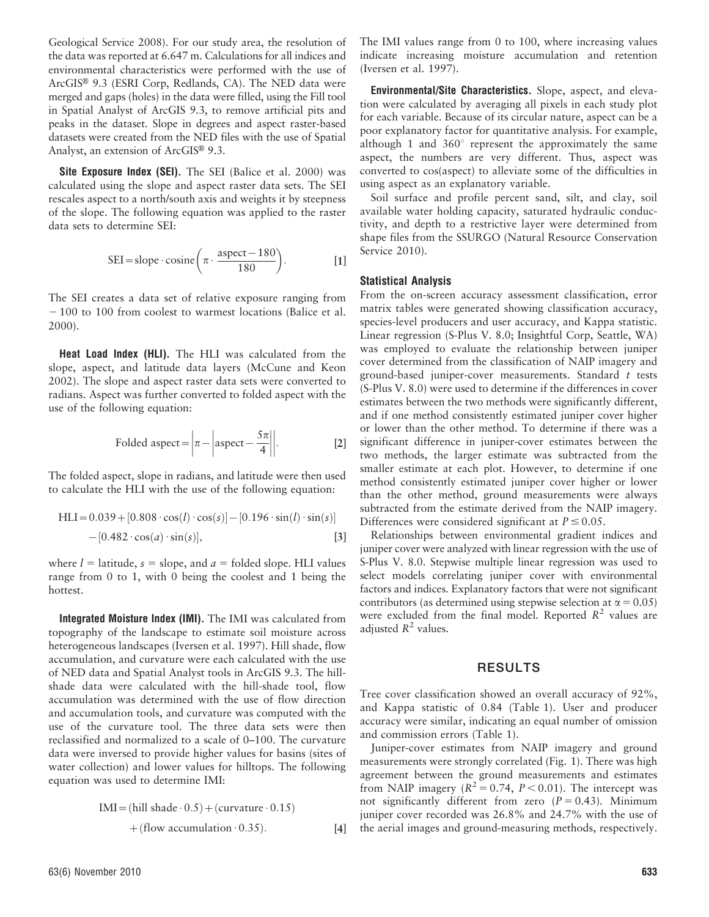Geological Service 2008). For our study area, the resolution of the data was reported at 6.647 m. Calculations for all indices and environmental characteristics were performed with the use of ArcGIS® 9.3 (ESRI Corp, Redlands, CA). The NED data were merged and gaps (holes) in the data were filled, using the Fill tool in Spatial Analyst of ArcGIS 9.3, to remove artificial pits and peaks in the dataset. Slope in degrees and aspect raster-based datasets were created from the NED files with the use of Spatial Analyst, an extension of ArcGIS® 9.3.

**Site Exposure Index (SEI).** The SEI (Balice et al. 2000) was calculated using the slope and aspect raster data sets. The SEI rescales aspect to a north/south axis and weights it by steepness of the slope. The following equation was applied to the raster data sets to determine SEI:

$$\text{SEI} = \text{slope} \cdot \text{cosine}\left(\pi \cdot \frac{\text{aspect} - 180}{180}\right). \quad [1]$$

The SEI creates a data set of relative exposure ranging from −100 to 100 from coolest to warmest locations (Balice et al. 2000).

**Heat Load Index (HLI).** The HLI was calculated from the slope, aspect, and latitude data layers (McCune and Keon 2002). The slope and aspect raster data sets were converted to radians. Aspect was further converted to folded aspect with the use of the following equation:

$$\text{Folded aspect} = \left|\pi - \left|\text{aspect} - \frac{5\pi}{4}\right|\right|. \quad [2]$$

The folded aspect, slope in radians, and latitude were then used to calculate the HLI with the use of the following equation:

$$\text{HLI} = 0.039 + [0.808 \cdot \cos(l) \cdot \cos(s)] - [0.196 \cdot \sin(l) \cdot \sin(s)] - [0.482 \cdot \cos(a) \cdot \sin(s)], \quad [3]$$

where $l$ = latitude, $s$ = slope, and $a$ = folded slope. HLI values range from 0 to 1, with 0 being the coolest and 1 being the hottest.

**Integrated Moisture Index (IMI).** The IMI was calculated from topography of the landscape to estimate soil moisture across heterogeneous landscapes (Iversen et al. 1997). Hill shade, flow accumulation, and curvature were each calculated with the use of NED data and Spatial Analyst tools in ArcGIS 9.3. The hill-shade data were calculated with the hill-shade tool, flow accumulation was determined with the use of flow direction and accumulation tools, and curvature was computed with the use of the curvature tool. The three data sets were then reclassified and normalized to a scale of 0–100. The curvature data were inversed to provide higher values for basins (sites of water collection) and lower values for hilltops. The following equation was used to determine IMI:

$$\text{IMI} = (\text{hill shade} \cdot 0.5) + (\text{curvature} \cdot 0.15) + (\text{flow accumulation} \cdot 0.35). \quad [4]$$

The IMI values range from 0 to 100, where increasing values indicate increasing moisture accumulation and retention (Iversen et al. 1997).

**Environmental/Site Characteristics.** Slope, aspect, and elevation were calculated by averaging all pixels in each study plot for each variable. Because of its circular nature, aspect can be a poor explanatory factor for quantitative analysis. For example, although 1 and 360° represent the approximately the same aspect, the numbers are very different. Thus, aspect was converted to cos(aspect) to alleviate some of the difficulties in using aspect as an explanatory variable.

Soil surface and profile percent sand, silt, and clay, soil available water holding capacity, saturated hydraulic conductivity, and depth to a restrictive layer were determined from shape files from the SSURGO (Natural Resource Conservation Service 2010).

### Statistical Analysis

From the on-screen accuracy assessment classification, error matrix tables were generated showing classification accuracy, species-level producers and user accuracy, and Kappa statistic. Linear regression (S-Plus V. 8.0; Insightful Corp, Seattle, WA) was employed to evaluate the relationship between juniper cover determined from the classification of NAIP imagery and ground-based juniper-cover measurements. Standard $t$ tests (S-Plus V. 8.0) were used to determine if the differences in cover estimates between the two methods were significantly different, and if one method consistently estimated juniper cover higher or lower than the other method. To determine if there was a significant difference in juniper-cover estimates between the two methods, the larger estimate was subtracted from the smaller estimate at each plot. However, to determine if one method consistently estimated juniper cover higher or lower than the other method, ground measurements were always subtracted from the estimate derived from the NAIP imagery. Differences were considered significant at $P \leq 0.05$.

Relationships between environmental gradient indices and juniper cover were analyzed with linear regression with the use of S-Plus V. 8.0. Stepwise multiple linear regression was used to select models correlating juniper cover with environmental factors and indices. Explanatory factors that were not significant contributors (as determined using stepwise selection at $\alpha = 0.05$) were excluded from the final model. Reported $R^2$ values are adjusted $R^2$ values.

## RESULTS

Tree cover classification showed an overall accuracy of 92%, and Kappa statistic of 0.84 (Table 1). User and producer accuracy were similar, indicating an equal number of omission and commission errors (Table 1).

Juniper-cover estimates from NAIP imagery and ground measurements were strongly correlated (Fig. 1). There was high agreement between the ground measurements and estimates from NAIP imagery ($R^2 = 0.74$, $P < 0.01$). The intercept was not significantly different from zero ($P = 0.43$). Minimum juniper cover recorded was 26.8% and 24.7% with the use of the aerial images and ground-measuring methods, respectively.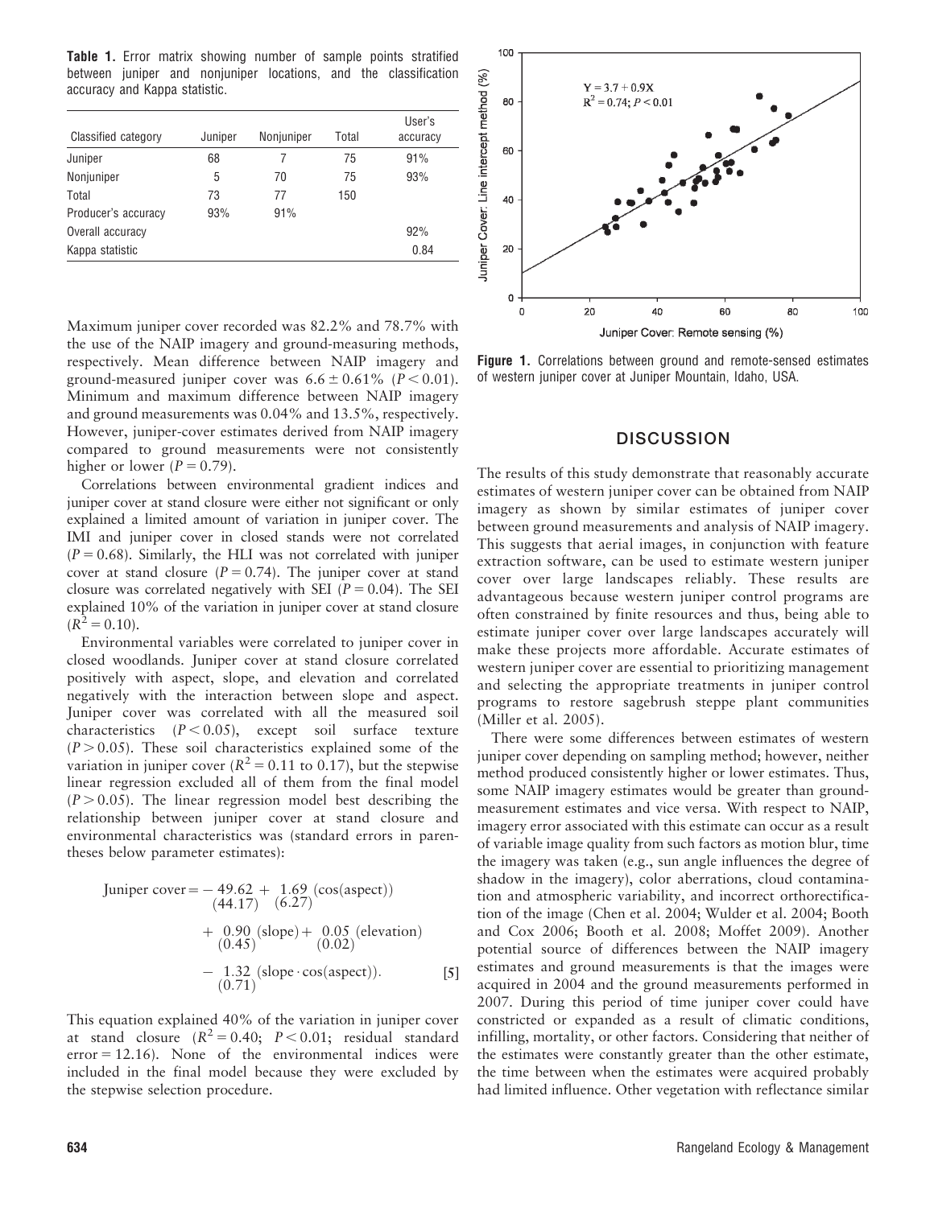**Table 1.** Error matrix showing number of sample points stratified between juniper and nonjuniper locations, and the classification accuracy and Kappa statistic.

| Classified category | Juniper | Nonjuniper | Total | User's accuracy |
|---|---|---|---|---|
| Juniper | 68 | 7 | 75 | 91% |
| Nonjuniper | 5 | 70 | 75 | 93% |
| Total | 73 | 77 | 150 | |
| Producer's accuracy | 93% | 91% | | |
| Overall accuracy | | | | 92% |
| Kappa statistic | | | | 0.84 |

Maximum juniper cover recorded was 82.2% and 78.7% with the use of the NAIP imagery and ground-measuring methods, respectively. Mean difference between NAIP imagery and ground-measured juniper cover was $6.6 \pm 0.61\%$ ($P < 0.01$). Minimum and maximum difference between NAIP imagery and ground measurements was 0.04% and 13.5%, respectively. However, juniper-cover estimates derived from NAIP imagery compared to ground measurements were not consistently higher or lower ($P = 0.79$).

Correlations between environmental gradient indices and juniper cover at stand closure were either not significant or only explained a limited amount of variation in juniper cover. The IMI and juniper cover in closed stands were not correlated ($P = 0.68$). Similarly, the HLI was not correlated with juniper cover at stand closure ($P = 0.74$). The juniper cover at stand closure was correlated negatively with SEI ($P = 0.04$). The SEI explained 10% of the variation in juniper cover at stand closure ($R^2 = 0.10$).

Environmental variables were correlated to juniper cover in closed woodlands. Juniper cover at stand closure correlated positively with aspect, slope, and elevation and correlated negatively with the interaction between slope and aspect. Juniper cover was correlated with all the measured soil characteristics ($P < 0.05$), except soil surface texture ($P > 0.05$). These soil characteristics explained some of the variation in juniper cover ($R^2 = 0.11$ to $0.17$), but the stepwise linear regression excluded all of them from the final model ($P > 0.05$). The linear regression model best describing the relationship between juniper cover at stand closure and environmental characteristics was (standard errors in parentheses below parameter estimates):

$$\text{Juniper cover} = -\underset{(44.17)}{49.62} + \underset{(6.27)}{1.69}\,(\cos(\text{aspect})) + \underset{(0.45)}{0.90}\,(\text{slope}) + \underset{(0.02)}{0.05}\,(\text{elevation}) - \underset{(0.71)}{1.32}\,(\text{slope} \cdot \cos(\text{aspect})). \quad [5]$$

This equation explained 40% of the variation in juniper cover at stand closure ($R^2 = 0.40$; $P < 0.01$; residual standard error $= 12.16$). None of the environmental indices were included in the final model because they were excluded by the stepwise selection procedure.

**Figure 1.** Correlations between ground and remote-sensed estimates of western juniper cover at Juniper Mountain, Idaho, USA.

## DISCUSSION

The results of this study demonstrate that reasonably accurate estimates of western juniper cover can be obtained from NAIP imagery as shown by similar estimates of juniper cover between ground measurements and analysis of NAIP imagery. This suggests that aerial images, in conjunction with feature extraction software, can be used to estimate western juniper cover over large landscapes reliably. These results are advantageous because western juniper control programs are often constrained by finite resources and thus, being able to estimate juniper cover over large landscapes accurately will make these projects more affordable. Accurate estimates of western juniper cover are essential to prioritizing management and selecting the appropriate treatments in juniper control programs to restore sagebrush steppe plant communities (Miller et al. 2005).

There were some differences between estimates of western juniper cover depending on sampling method; however, neither method produced consistently higher or lower estimates. Thus, some NAIP imagery estimates would be greater than ground-measurement estimates and vice versa. With respect to NAIP, imagery error associated with this estimate can occur as a result of variable image quality from such factors as motion blur, time the imagery was taken (e.g., sun angle influences the degree of shadow in the imagery), color aberrations, cloud contamination and atmospheric variability, and incorrect orthorectification of the image (Chen et al. 2004; Wulder et al. 2004; Booth and Cox 2006; Booth et al. 2008; Moffet 2009). Another potential source of differences between the NAIP imagery estimates and ground measurements is that the images were acquired in 2004 and the ground measurements performed in 2007. During this period of time juniper cover could have constricted or expanded as a result of climatic conditions, infilling, mortality, or other factors. Considering that neither of the estimates were constantly greater than the other estimate, the time between when the estimates were acquired probably had limited influence. Other vegetation with reflectance similar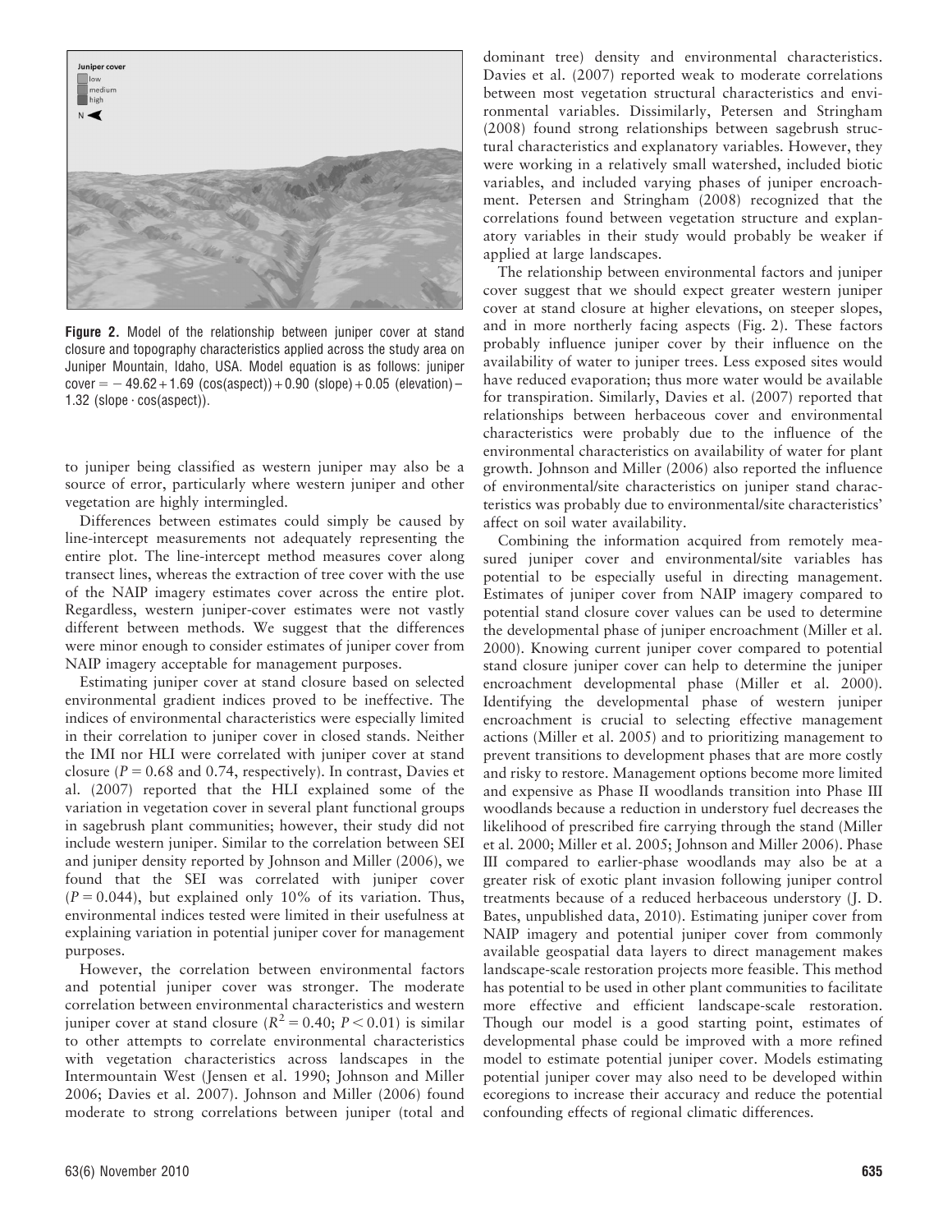**Figure 2.** Model of the relationship between juniper cover at stand closure and topography characteristics applied across the study area on Juniper Mountain, Idaho, USA. Model equation is as follows: juniper cover $= -49.62 + 1.69$ (cos(aspect)) $+ 0.90$ (slope) $+ 0.05$ (elevation) $-$ $1.32$ (slope · cos(aspect)).

to juniper being classified as western juniper may also be a source of error, particularly where western juniper and other vegetation are highly intermingled.

Differences between estimates could simply be caused by line-intercept measurements not adequately representing the entire plot. The line-intercept method measures cover along transect lines, whereas the extraction of tree cover with the use of the NAIP imagery estimates cover across the entire plot. Regardless, western juniper-cover estimates were not vastly different between methods. We suggest that the differences were minor enough to consider estimates of juniper cover from NAIP imagery acceptable for management purposes.

Estimating juniper cover at stand closure based on selected environmental gradient indices proved to be ineffective. The indices of environmental characteristics were especially limited in their correlation to juniper cover in closed stands. Neither the IMI nor HLI were correlated with juniper cover at stand closure ($P = 0.68$ and $0.74$, respectively). In contrast, Davies et al. (2007) reported that the HLI explained some of the variation in vegetation cover in several plant functional groups in sagebrush plant communities; however, their study did not include western juniper. Similar to the correlation between SEI and juniper density reported by Johnson and Miller (2006), we found that the SEI was correlated with juniper cover ($P = 0.044$), but explained only 10% of its variation. Thus, environmental indices tested were limited in their usefulness at explaining variation in potential juniper cover for management purposes.

However, the correlation between environmental factors and potential juniper cover was stronger. The moderate correlation between environmental characteristics and western juniper cover at stand closure ($R^2 = 0.40$; $P < 0.01$) is similar to other attempts to correlate environmental characteristics with vegetation characteristics across landscapes in the Intermountain West (Jensen et al. 1990; Johnson and Miller 2006; Davies et al. 2007). Johnson and Miller (2006) found moderate to strong correlations between juniper (total and dominant tree) density and environmental characteristics. Davies et al. (2007) reported weak to moderate correlations between most vegetation structural characteristics and environmental variables. Dissimilarly, Petersen and Stringham (2008) found strong relationships between sagebrush structural characteristics and explanatory variables. However, they were working in a relatively small watershed, included biotic variables, and included varying phases of juniper encroachment. Petersen and Stringham (2008) recognized that the correlations found between vegetation structure and explanatory variables in their study would probably be weaker if applied at large landscapes.

The relationship between environmental factors and juniper cover suggest that we should expect greater western juniper cover at stand closure at higher elevations, on steeper slopes, and in more northerly facing aspects (Fig. 2). These factors probably influence juniper cover by their influence on the availability of water to juniper trees. Less exposed sites would have reduced evaporation; thus more water would be available for transpiration. Similarly, Davies et al. (2007) reported that relationships between herbaceous cover and environmental characteristics were probably due to the influence of the environmental characteristics on availability of water for plant growth. Johnson and Miller (2006) also reported the influence of environmental/site characteristics on juniper stand characteristics was probably due to environmental/site characteristics' affect on soil water availability.

Combining the information acquired from remotely measured juniper cover and environmental/site variables has potential to be especially useful in directing management. Estimates of juniper cover from NAIP imagery compared to potential stand closure cover values can be used to determine the developmental phase of juniper encroachment (Miller et al. 2000). Knowing current juniper cover compared to potential stand closure juniper cover can help to determine the juniper encroachment developmental phase (Miller et al. 2000). Identifying the developmental phase of western juniper encroachment is crucial to selecting effective management actions (Miller et al. 2005) and to prioritizing management to prevent transitions to development phases that are more costly and risky to restore. Management options become more limited and expensive as Phase II woodlands transition into Phase III woodlands because a reduction in understory fuel decreases the likelihood of prescribed fire carrying through the stand (Miller et al. 2000; Miller et al. 2005; Johnson and Miller 2006). Phase III compared to earlier-phase woodlands may also be at a greater risk of exotic plant invasion following juniper control treatments because of a reduced herbaceous understory (J. D. Bates, unpublished data, 2010). Estimating juniper cover from NAIP imagery and potential juniper cover from commonly available geospatial data layers to direct management makes landscape-scale restoration projects more feasible. This method has potential to be used in other plant communities to facilitate more effective and efficient landscape-scale restoration. Though our model is a good starting point, estimates of developmental phase could be improved with a more refined model to estimate potential juniper cover. Models estimating potential juniper cover may also need to be developed within ecoregions to increase their accuracy and reduce the potential confounding effects of regional climatic differences.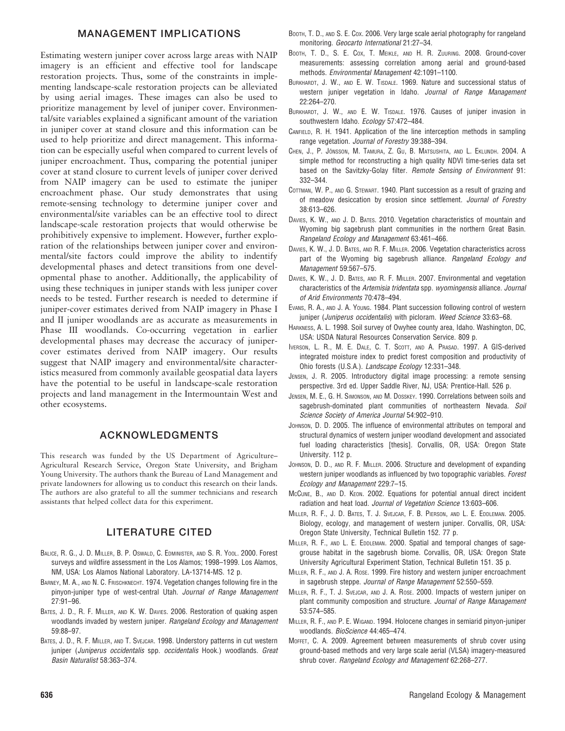## MANAGEMENT IMPLICATIONS

Estimating western juniper cover across large areas with NAIP imagery is an efficient and effective tool for landscape restoration projects. Thus, some of the constraints in implementing landscape-scale restoration projects can be alleviated by using aerial images. These images can also be used to prioritize management by level of juniper cover. Environmental/site variables explained a significant amount of the variation in juniper cover at stand closure and this information can be used to help prioritize and direct management. This information can be especially useful when compared to current levels of juniper encroachment. Thus, comparing the potential juniper cover at stand closure to current levels of juniper cover derived from NAIP imagery can be used to estimate the juniper encroachment phase. Our study demonstrates that using remote-sensing technology to determine juniper cover and environmental/site variables can be an effective tool to direct landscape-scale restoration projects that would otherwise be prohibitively expensive to implement. However, further exploration of the relationships between juniper cover and environmental/site factors could improve the ability to indentify developmental phases and detect transitions from one developmental phase to another. Additionally, the applicability of using these techniques in juniper stands with less juniper cover needs to be tested. Further research is needed to determine if juniper-cover estimates derived from NAIP imagery in Phase I and II juniper woodlands are as accurate as measurements in Phase III woodlands. Co-occurring vegetation in earlier developmental phases may decrease the accuracy of juniper-cover estimates derived from NAIP imagery. Our results suggest that NAIP imagery and environmental/site characteristics measured from commonly available geospatial data layers have the potential to be useful in landscape-scale restoration projects and land management in the Intermountain West and other ecosystems.

## ACKNOWLEDGMENTS

This research was funded by the US Department of Agriculture–Agricultural Research Service, Oregon State University, and Brigham Young University. The authors thank the Bureau of Land Management and private landowners for allowing us to conduct this research on their lands. The authors are also grateful to all the summer technicians and research assistants that helped collect data for this experiment.

## LITERATURE CITED

Balice, R. G., J. D. Miller, B. P. Oswald, C. Edminister, and S. R. Yool. 2000. Forest surveys and wildfire assessment in the Los Alamos; 1998–1999. Los Alamos, NM, USA: Los Alamos National Laboratory. LA-13714-MS. 12 p.

Barney, M. A., and N. C. Frischknecht. 1974. Vegetation changes following fire in the pinyon-juniper type of west-central Utah. *Journal of Range Management* 27:91–96.

Bates, J. D., R. F. Miller, and K. W. Davies. 2006. Restoration of quaking aspen woodlands invaded by western juniper. *Rangeland Ecology and Management* 59:88–97.

Bates, J. D., R. F. Miller, and T. Svejcar. 1998. Understory patterns in cut western juniper (*Juniperus occidentalis* spp. *occidentalis* Hook.) woodlands. *Great Basin Naturalist* 58:363–374.

Booth, T. D., and S. E. Cox. 2006. Very large scale aerial photography for rangeland monitoring. *Geocarto International* 21:27–34.

Booth, T. D., S. E. Cox, T. Meikle, and H. R. Zuuring. 2008. Ground-cover measurements: assessing correlation among aerial and ground-based methods. *Environmental Management* 42:1091–1100.

Burkhardt, J. W., and E. W. Tisdale. 1969. Nature and successional status of western juniper vegetation in Idaho. *Journal of Range Management* 22:264–270.

Burkhardt, J. W., and E. W. Tisdale. 1976. Causes of juniper invasion in southwestern Idaho. *Ecology* 57:472–484.

Canfield, R. H. 1941. Application of the line interception methods in sampling range vegetation. *Journal of Forestry* 39:388–394.

Chen, J., P. Jönsson, M. Tamura, Z. Gu, B. Matsushita, and L. Eklundh. 2004. A simple method for reconstructing a high quality NDVI time-series data set based on the Savitzky-Golay filter. *Remote Sensing of Environment* 91: 332–344.

Cottman, W. P., and G. Stewart. 1940. Plant succession as a result of grazing and of meadow desiccation by erosion since settlement. *Journal of Forestry* 38:613–626.

Davies, K. W., and J. D. Bates. 2010. Vegetation characteristics of mountain and Wyoming big sagebrush plant communities in the northern Great Basin. *Rangeland Ecology and Management* 63:461–466.

Davies, K. W., J. D. Bates, and R. F. Miller. 2006. Vegetation characteristics across part of the Wyoming big sagebrush alliance. *Rangeland Ecology and Management* 59:567–575.

Davies, K. W., J. D. Bates, and R. F. Miller. 2007. Environmental and vegetation characteristics of the *Artemisia tridentata* spp. *wyomingensis* alliance. *Journal of Arid Environments* 70:478–494.

Evans, R. A., and J. A. Young. 1984. Plant succession following control of western juniper (*Juniperus occidentalis*) with picloram. *Weed Science* 33:63–68.

Harkness, A. L. 1998. Soil survey of Owyhee county area, Idaho. Washington, DC, USA: USDA Natural Resources Conservation Service. 809 p.

Iverson, L. R., M. E. Dale, C. T. Scott, and A. Prasad. 1997. A GIS-derived integrated moisture index to predict forest composition and productivity of Ohio forests (U.S.A.). *Landscape Ecology* 12:331–348.

Jensen, J. R. 2005. Introductory digital image processing: a remote sensing perspective. 3rd ed. Upper Saddle River, NJ, USA: Prentice-Hall. 526 p.

Jensen, M. E., G. H. Simonson, and M. Dosskey. 1990. Correlations between soils and sagebrush-dominated plant communities of northeastern Nevada. *Soil Science Society of America Journal* 54:902–910.

Johnson, D. D. 2005. The influence of environmental attributes on temporal and structural dynamics of western juniper woodland development and associated fuel loading characteristics [thesis]. Corvallis, OR, USA: Oregon State University. 112 p.

Johnson, D. D., and R. F. Miller. 2006. Structure and development of expanding western juniper woodlands as influenced by two topographic variables. *Forest Ecology and Management* 229:7–15.

McCune, B., and D. Keon. 2002. Equations for potential annual direct incident radiation and heat load. *Journal of Vegetation Science* 13:603–606.

Miller, R. F., J. D. Bates, T. J. Svejcar, F. B. Pierson, and L. E. Eddleman. 2005. Biology, ecology, and management of western juniper. Corvallis, OR, USA: Oregon State University, Technical Bulletin 152. 77 p.

Miller, R. F., and L. E. Eddleman. 2000. Spatial and temporal changes of sage-grouse habitat in the sagebrush biome. Corvallis, OR, USA: Oregon State University Agricultural Experiment Station, Technical Bulletin 151. 35 p.

Miller, R. F., and J. A. Rose. 1999. Fire history and western juniper encroachment in sagebrush steppe. *Journal of Range Management* 52:550–559.

Miller, R. F., T. J. Svejcar, and J. A. Rose. 2000. Impacts of western juniper on plant community composition and structure. *Journal of Range Management* 53:574–585.

Miller, R. F., and P. E. Wigand. 1994. Holocene changes in semiarid pinyon-juniper woodlands. *BioScience* 44:465–474.

Moffet, C. A. 2009. Agreement between measurements of shrub cover using ground-based methods and very large scale aerial (VLSA) imagery-measured shrub cover. *Rangeland Ecology and Management* 62:268–277.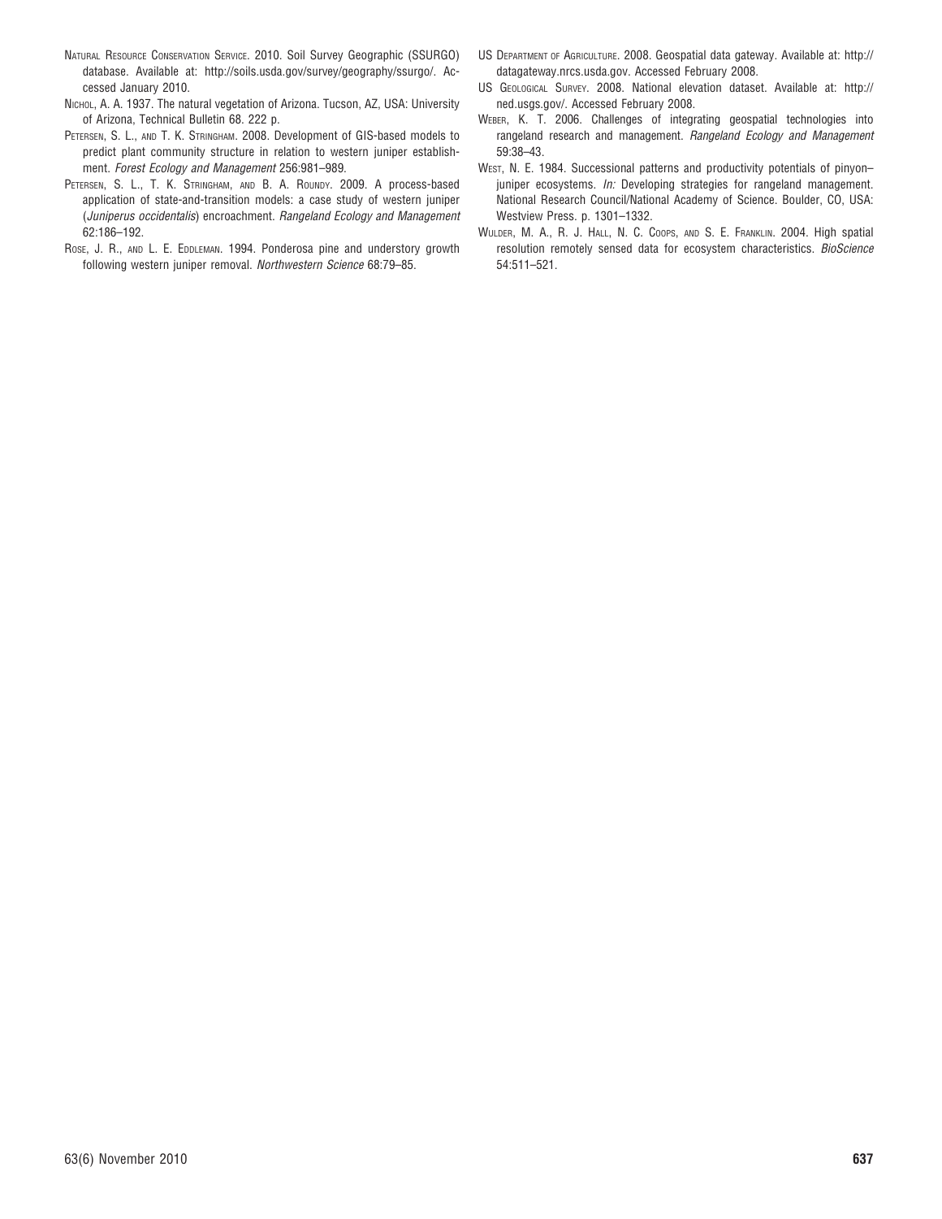NATURAL RESOURCE CONSERVATION SERVICE. 2010. Soil Survey Geographic (SSURGO) database. Available at: http://soils.usda.gov/survey/geography/ssurgo/. Accessed January 2010.

NICHOL, A. A. 1937. The natural vegetation of Arizona. Tucson, AZ, USA: University of Arizona, Technical Bulletin 68. 222 p.

PETERSEN, S. L., AND T. K. STRINGHAM. 2008. Development of GIS-based models to predict plant community structure in relation to western juniper establishment. *Forest Ecology and Management* 256:981–989.

PETERSEN, S. L., T. K. STRINGHAM, AND B. A. ROUNDY. 2009. A process-based application of state-and-transition models: a case study of western juniper (*Juniperus occidentalis*) encroachment. *Rangeland Ecology and Management* 62:186–192.

ROSE, J. R., AND L. E. EDDLEMAN. 1994. Ponderosa pine and understory growth following western juniper removal. *Northwestern Science* 68:79–85.

US DEPARTMENT OF AGRICULTURE. 2008. Geospatial data gateway. Available at: http://datagateway.nrcs.usda.gov. Accessed February 2008.

US GEOLOGICAL SURVEY. 2008. National elevation dataset. Available at: http://ned.usgs.gov/. Accessed February 2008.

WEBER, K. T. 2006. Challenges of integrating geospatial technologies into rangeland research and management. *Rangeland Ecology and Management* 59:38–43.

WEST, N. E. 1984. Successional patterns and productivity potentials of pinyon–juniper ecosystems. *In:* Developing strategies for rangeland management. National Research Council/National Academy of Science. Boulder, CO, USA: Westview Press. p. 1301–1332.

WULDER, M. A., R. J. HALL, N. C. COOPS, AND S. E. FRANKLIN. 2004. High spatial resolution remotely sensed data for ecosystem characteristics. *BioScience* 54:511–521.